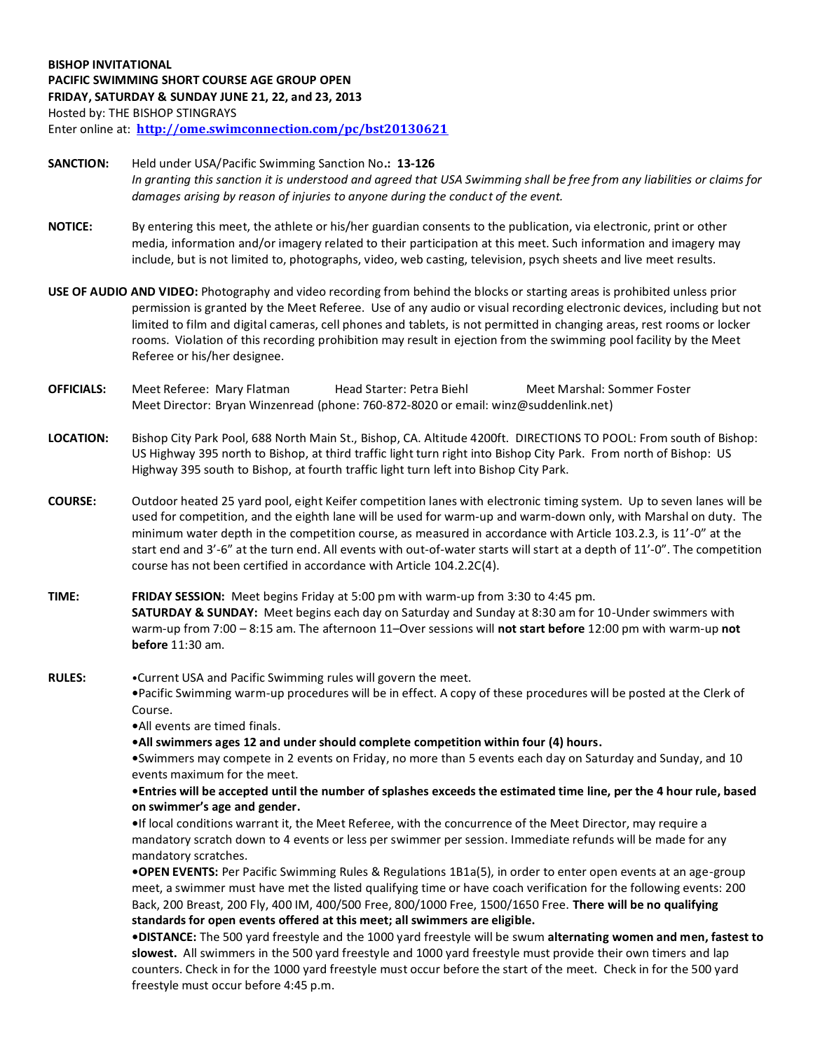**BISHOP INVITATIONAL**
**PACIFIC SWIMMING SHORT COURSE AGE GROUP OPEN**
**FRIDAY, SATURDAY & SUNDAY JUNE 21, 22, and 23, 2013**
Hosted by: THE BISHOP STINGRAYS
Enter online at: **http://ome.swimconnection.com/pc/bst20130621**

**SANCTION:** Held under USA/Pacific Swimming Sanction No**.: 13-126**
*In granting this sanction it is understood and agreed that USA Swimming shall be free from any liabilities or claims for damages arising by reason of injuries to anyone during the conduct of the event.*

**NOTICE:** By entering this meet, the athlete or his/her guardian consents to the publication, via electronic, print or other media, information and/or imagery related to their participation at this meet. Such information and imagery may include, but is not limited to, photographs, video, web casting, television, psych sheets and live meet results.

**USE OF AUDIO AND VIDEO:** Photography and video recording from behind the blocks or starting areas is prohibited unless prior permission is granted by the Meet Referee. Use of any audio or visual recording electronic devices, including but not limited to film and digital cameras, cell phones and tablets, is not permitted in changing areas, rest rooms or locker rooms. Violation of this recording prohibition may result in ejection from the swimming pool facility by the Meet Referee or his/her designee.

**OFFICIALS:** Meet Referee: Mary Flatman Head Starter: Petra Biehl Meet Marshal: Sommer Foster
Meet Director: Bryan Winzenread (phone: 760-872-8020 or email: winz@suddenlink.net)

**LOCATION:** Bishop City Park Pool, 688 North Main St., Bishop, CA. Altitude 4200ft. DIRECTIONS TO POOL: From south of Bishop: US Highway 395 north to Bishop, at third traffic light turn right into Bishop City Park. From north of Bishop: US Highway 395 south to Bishop, at fourth traffic light turn left into Bishop City Park.

**COURSE:** Outdoor heated 25 yard pool, eight Keifer competition lanes with electronic timing system. Up to seven lanes will be used for competition, and the eighth lane will be used for warm-up and warm-down only, with Marshal on duty. The minimum water depth in the competition course, as measured in accordance with Article 103.2.3, is 11'-0" at the start end and 3'-6" at the turn end. All events with out-of-water starts will start at a depth of 11'-0". The competition course has not been certified in accordance with Article 104.2.2C(4).

**TIME:** **FRIDAY SESSION:** Meet begins Friday at 5:00 pm with warm-up from 3:30 to 4:45 pm.
**SATURDAY & SUNDAY:** Meet begins each day on Saturday and Sunday at 8:30 am for 10-Under swimmers with warm-up from 7:00 – 8:15 am. The afternoon 11–Over sessions will **not start before** 12:00 pm with warm-up **not before** 11:30 am.

**RULES:**

- Current USA and Pacific Swimming rules will govern the meet.
- Pacific Swimming warm-up procedures will be in effect. A copy of these procedures will be posted at the Clerk of Course.
- All events are timed finals.
- **All swimmers ages 12 and under should complete competition within four (4) hours.**
- Swimmers may compete in 2 events on Friday, no more than 5 events each day on Saturday and Sunday, and 10 events maximum for the meet.
- **Entries will be accepted until the number of splashes exceeds the estimated time line, per the 4 hour rule, based on swimmer's age and gender.**
- If local conditions warrant it, the Meet Referee, with the concurrence of the Meet Director, may require a mandatory scratch down to 4 events or less per swimmer per session. Immediate refunds will be made for any mandatory scratches.
- **OPEN EVENTS:** Per Pacific Swimming Rules & Regulations 1B1a(5), in order to enter open events at an age-group meet, a swimmer must have met the listed qualifying time or have coach verification for the following events: 200 Back, 200 Breast, 200 Fly, 400 IM, 400/500 Free, 800/1000 Free, 1500/1650 Free. **There will be no qualifying standards for open events offered at this meet; all swimmers are eligible.**
- **DISTANCE:** The 500 yard freestyle and the 1000 yard freestyle will be swum **alternating women and men, fastest to slowest.** All swimmers in the 500 yard freestyle and 1000 yard freestyle must provide their own timers and lap counters. Check in for the 1000 yard freestyle must occur before the start of the meet. Check in for the 500 yard freestyle must occur before 4:45 p.m.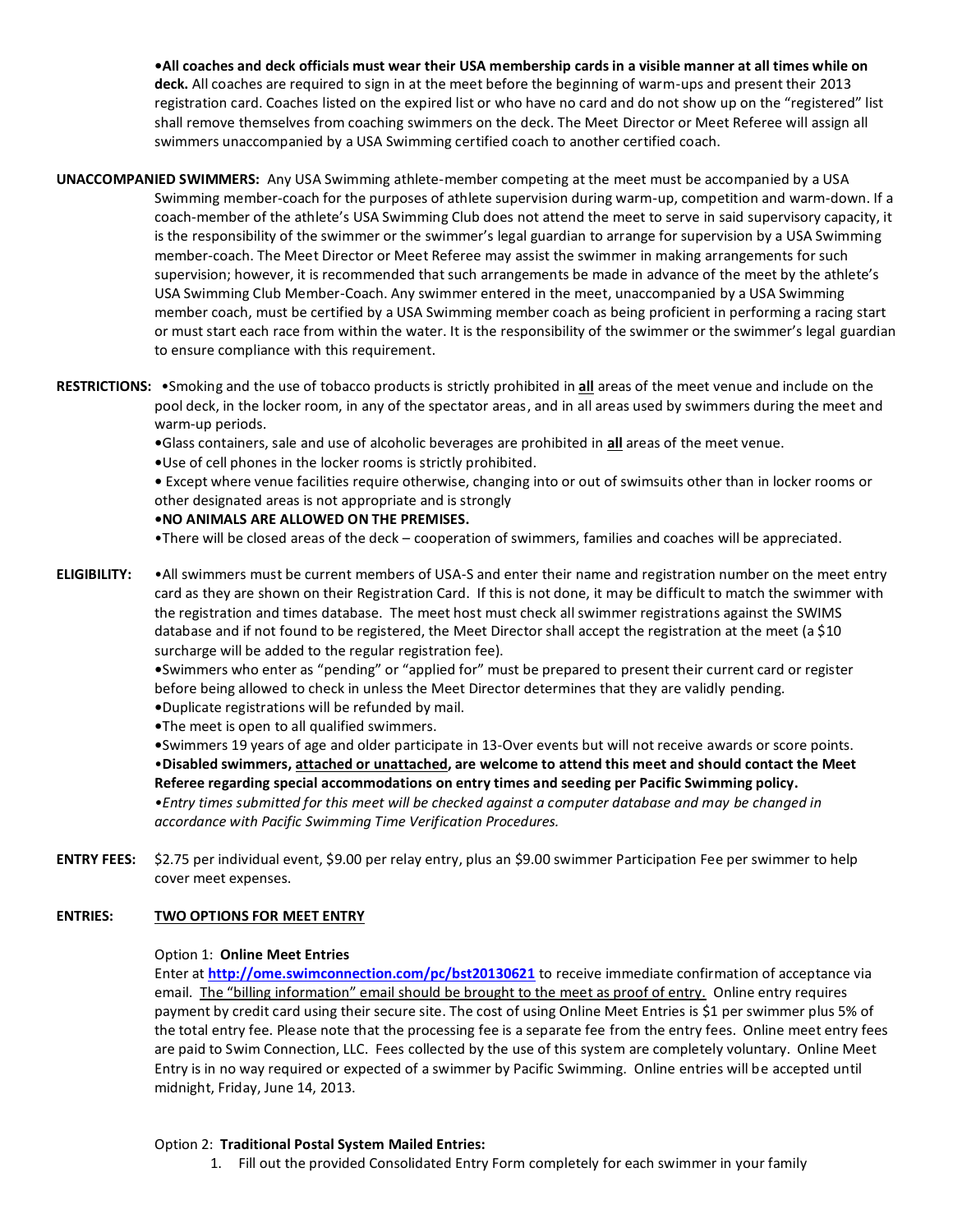**•All coaches and deck officials must wear their USA membership cards in a visible manner at all times while on deck.** All coaches are required to sign in at the meet before the beginning of warm-ups and present their 2013 registration card. Coaches listed on the expired list or who have no card and do not show up on the "registered" list shall remove themselves from coaching swimmers on the deck. The Meet Director or Meet Referee will assign all swimmers unaccompanied by a USA Swimming certified coach to another certified coach.

**UNACCOMPANIED SWIMMERS:** Any USA Swimming athlete-member competing at the meet must be accompanied by a USA Swimming member-coach for the purposes of athlete supervision during warm-up, competition and warm-down. If a coach-member of the athlete's USA Swimming Club does not attend the meet to serve in said supervisory capacity, it is the responsibility of the swimmer or the swimmer's legal guardian to arrange for supervision by a USA Swimming member-coach. The Meet Director or Meet Referee may assist the swimmer in making arrangements for such supervision; however, it is recommended that such arrangements be made in advance of the meet by the athlete's USA Swimming Club Member-Coach. Any swimmer entered in the meet, unaccompanied by a USA Swimming member coach, must be certified by a USA Swimming member coach as being proficient in performing a racing start or must start each race from within the water. It is the responsibility of the swimmer or the swimmer's legal guardian to ensure compliance with this requirement.

**RESTRICTIONS:** •Smoking and the use of tobacco products is strictly prohibited in **all** areas of the meet venue and include on the pool deck, in the locker room, in any of the spectator areas, and in all areas used by swimmers during the meet and warm-up periods.

•Glass containers, sale and use of alcoholic beverages are prohibited in **all** areas of the meet venue.

•Use of cell phones in the locker rooms is strictly prohibited.

• Except where venue facilities require otherwise, changing into or out of swimsuits other than in locker rooms or other designated areas is not appropriate and is strongly

**•NO ANIMALS ARE ALLOWED ON THE PREMISES.**

•There will be closed areas of the deck – cooperation of swimmers, families and coaches will be appreciated.

**ELIGIBILITY:** •All swimmers must be current members of USA-S and enter their name and registration number on the meet entry card as they are shown on their Registration Card. If this is not done, it may be difficult to match the swimmer with the registration and times database. The meet host must check all swimmer registrations against the SWIMS database and if not found to be registered, the Meet Director shall accept the registration at the meet (a $10 surcharge will be added to the regular registration fee).

•Swimmers who enter as "pending" or "applied for" must be prepared to present their current card or register before being allowed to check in unless the Meet Director determines that they are validly pending.

•Duplicate registrations will be refunded by mail.

•The meet is open to all qualified swimmers.

•Swimmers 19 years of age and older participate in 13-Over events but will not receive awards or score points.

•**Disabled swimmers, attached or unattached, are welcome to attend this meet and should contact the Meet Referee regarding special accommodations on entry times and seeding per Pacific Swimming policy.**

*•Entry times submitted for this meet will be checked against a computer database and may be changed in accordance with Pacific Swimming Time Verification Procedures.*

**ENTRY FEES:** $2.75 per individual event, $9.00 per relay entry, plus an $9.00 swimmer Participation Fee per swimmer to help cover meet expenses.

**ENTRIES:** **TWO OPTIONS FOR MEET ENTRY**

Option 1: **Online Meet Entries**

Enter at **http://ome.swimconnection.com/pc/bst20130621** to receive immediate confirmation of acceptance via email. The "billing information" email should be brought to the meet as proof of entry. Online entry requires payment by credit card using their secure site. The cost of using Online Meet Entries is $1 per swimmer plus 5% of the total entry fee. Please note that the processing fee is a separate fee from the entry fees. Online meet entry fees are paid to Swim Connection, LLC. Fees collected by the use of this system are completely voluntary. Online Meet Entry is in no way required or expected of a swimmer by Pacific Swimming. Online entries will be accepted until midnight, Friday, June 14, 2013.

Option 2: **Traditional Postal System Mailed Entries:**

1. Fill out the provided Consolidated Entry Form completely for each swimmer in your family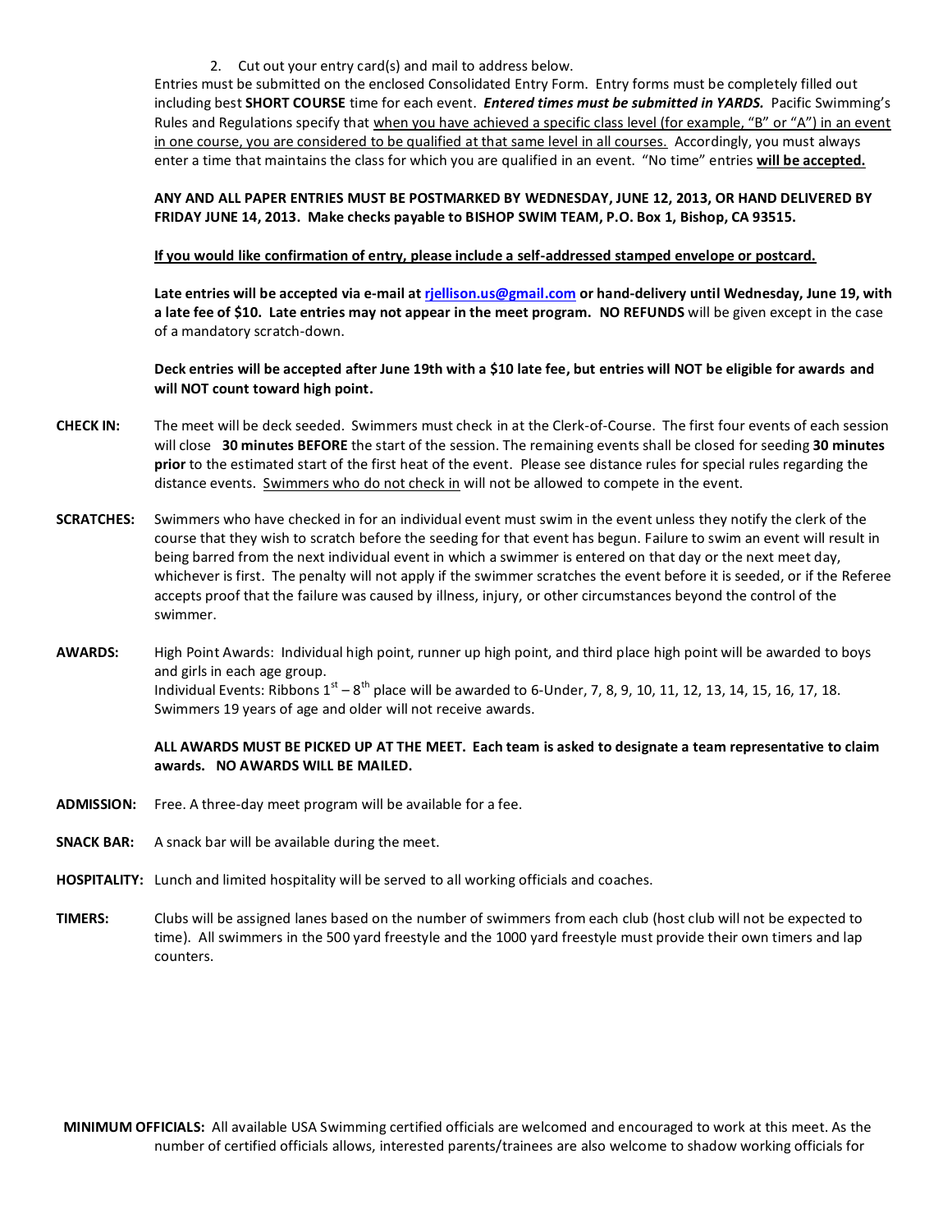2. Cut out your entry card(s) and mail to address below.

Entries must be submitted on the enclosed Consolidated Entry Form. Entry forms must be completely filled out including best **SHORT COURSE** time for each event. ***Entered times must be submitted in YARDS.*** Pacific Swimming's Rules and Regulations specify that when you have achieved a specific class level (for example, "B" or "A") in an event in one course, you are considered to be qualified at that same level in all courses. Accordingly, you must always enter a time that maintains the class for which you are qualified in an event. "No time" entries **will be accepted.**

**ANY AND ALL PAPER ENTRIES MUST BE POSTMARKED BY WEDNESDAY, JUNE 12, 2013, OR HAND DELIVERED BY FRIDAY JUNE 14, 2013. Make checks payable to BISHOP SWIM TEAM, P.O. Box 1, Bishop, CA 93515.**

**If you would like confirmation of entry, please include a self-addressed stamped envelope or postcard.**

**Late entries will be accepted via e-mail at rjellison.us@gmail.com or hand-delivery until Wednesday, June 19, with a late fee of $10. Late entries may not appear in the meet program. NO REFUNDS** will be given except in the case of a mandatory scratch-down.

**Deck entries will be accepted after June 19th with a $10 late fee, but entries will NOT be eligible for awards and will NOT count toward high point.**

**CHECK IN:** The meet will be deck seeded. Swimmers must check in at the Clerk-of-Course. The first four events of each session will close **30 minutes BEFORE** the start of the session. The remaining events shall be closed for seeding **30 minutes prior** to the estimated start of the first heat of the event. Please see distance rules for special rules regarding the distance events. Swimmers who do not check in will not be allowed to compete in the event.

**SCRATCHES:** Swimmers who have checked in for an individual event must swim in the event unless they notify the clerk of the course that they wish to scratch before the seeding for that event has begun. Failure to swim an event will result in being barred from the next individual event in which a swimmer is entered on that day or the next meet day, whichever is first. The penalty will not apply if the swimmer scratches the event before it is seeded, or if the Referee accepts proof that the failure was caused by illness, injury, or other circumstances beyond the control of the swimmer.

**AWARDS:** High Point Awards: Individual high point, runner up high point, and third place high point will be awarded to boys and girls in each age group.
Individual Events: Ribbons 1st – 8th place will be awarded to 6-Under, 7, 8, 9, 10, 11, 12, 13, 14, 15, 16, 17, 18. Swimmers 19 years of age and older will not receive awards.

**ALL AWARDS MUST BE PICKED UP AT THE MEET. Each team is asked to designate a team representative to claim awards. NO AWARDS WILL BE MAILED.**

**ADMISSION:** Free. A three-day meet program will be available for a fee.

**SNACK BAR:** A snack bar will be available during the meet.

**HOSPITALITY:** Lunch and limited hospitality will be served to all working officials and coaches.

**TIMERS:** Clubs will be assigned lanes based on the number of swimmers from each club (host club will not be expected to time). All swimmers in the 500 yard freestyle and the 1000 yard freestyle must provide their own timers and lap counters.

**MINIMUM OFFICIALS:** All available USA Swimming certified officials are welcomed and encouraged to work at this meet. As the number of certified officials allows, interested parents/trainees are also welcome to shadow working officials for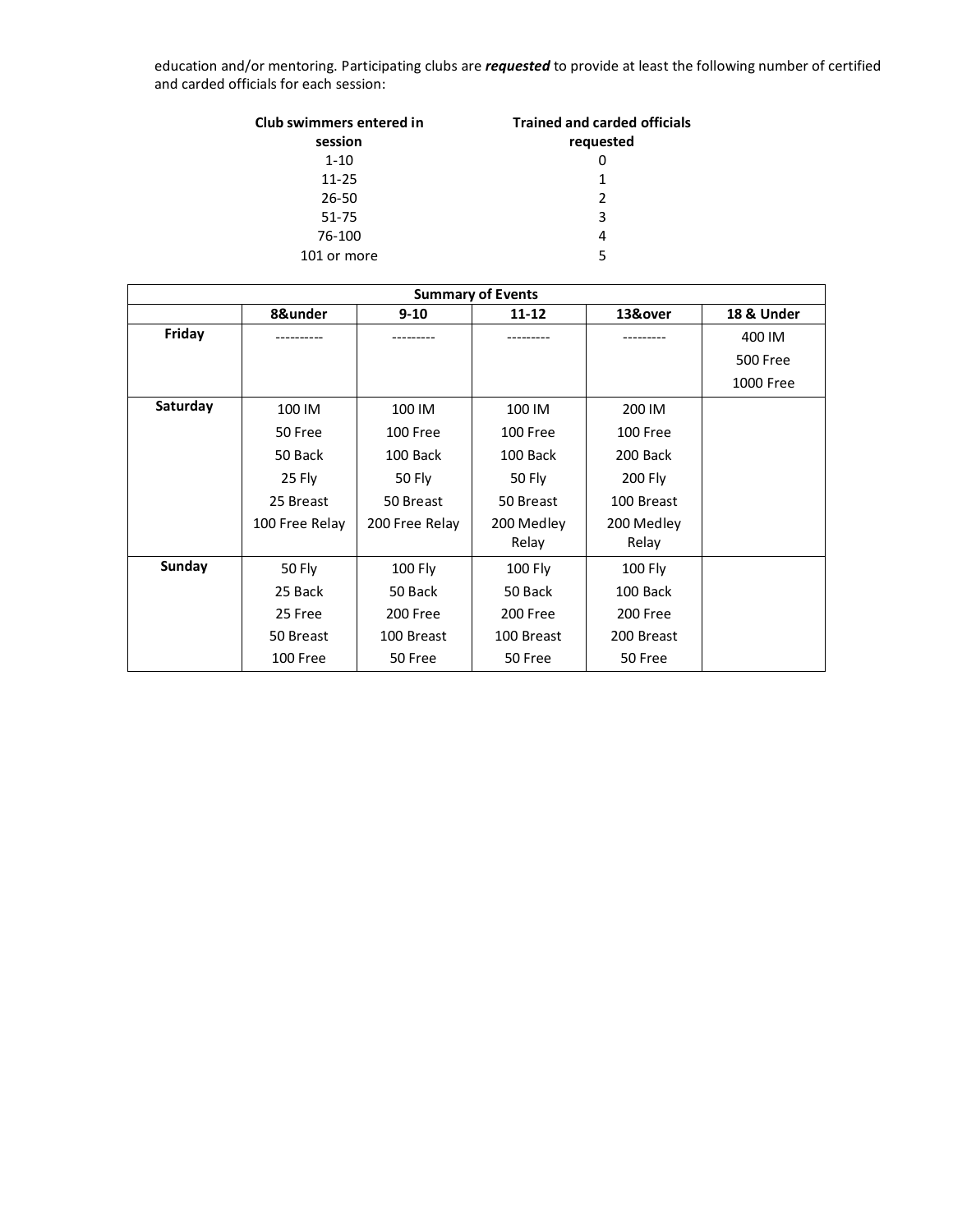education and/or mentoring. Participating clubs are ***requested*** to provide at least the following number of certified and carded officials for each session:

| Club swimmers entered in session | Trained and carded officials requested |
|---|---|
| 1-10 | 0 |
| 11-25 | 1 |
| 26-50 | 2 |
| 51-75 | 3 |
| 76-100 | 4 |
| 101 or more | 5 |

| Summary of Events | | | | | |
|---|---|---|---|---|---|
| | **8&under** | **9-10** | **11-12** | **13&over** | **18 & Under** |
| **Friday** | ---------- | --------- | --------- | --------- | 400 IM<br>500 Free<br>1000 Free |
| **Saturday** | 100 IM<br>50 Free<br>50 Back<br>25 Fly<br>25 Breast<br>100 Free Relay | 100 IM<br>100 Free<br>100 Back<br>50 Fly<br>50 Breast<br>200 Free Relay | 100 IM<br>100 Free<br>100 Back<br>50 Fly<br>50 Breast<br>200 Medley Relay | 200 IM<br>100 Free<br>200 Back<br>200 Fly<br>100 Breast<br>200 Medley Relay | |
| **Sunday** | 50 Fly<br>25 Back<br>25 Free<br>50 Breast<br>100 Free | 100 Fly<br>50 Back<br>200 Free<br>100 Breast<br>50 Free | 100 Fly<br>50 Back<br>200 Free<br>100 Breast<br>50 Free | 100 Fly<br>100 Back<br>200 Free<br>200 Breast<br>50 Free | |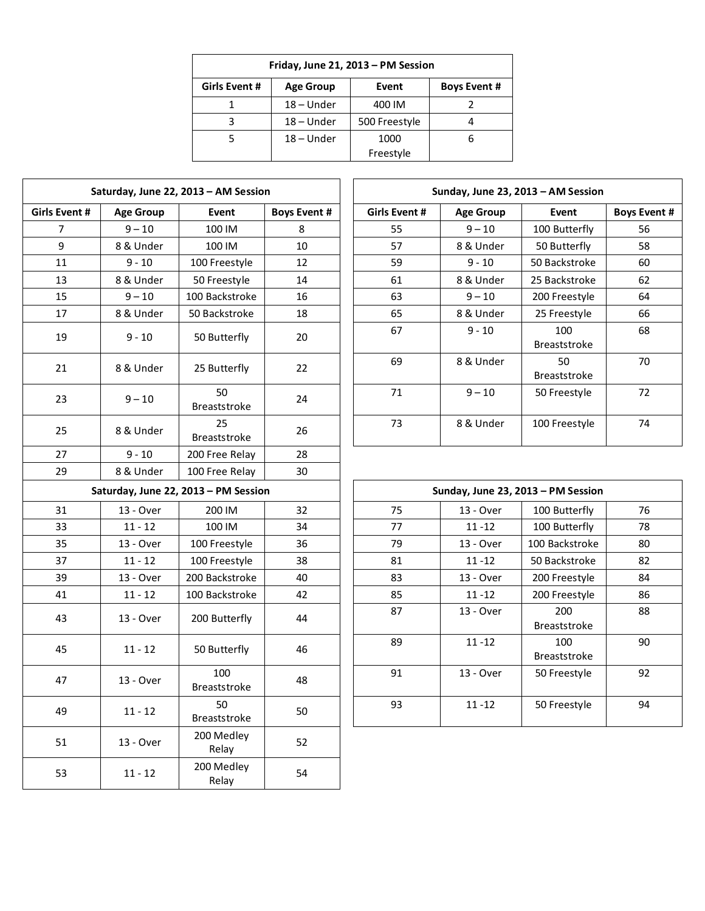| Friday, June 21, 2013 – PM Session | | | |
|---|---|---|---|
| **Girls Event #** | **Age Group** | **Event** | **Boys Event #** |
| 1 | 18 – Under | 400 IM | 2 |
| 3 | 18 – Under | 500 Freestyle | 4 |
| 5 | 18 – Under | 1000 Freestyle | 6 |

| Saturday, June 22, 2013 – AM Session | | | |
|---|---|---|---|
| **Girls Event #** | **Age Group** | **Event** | **Boys Event #** |
| 7 | 9 – 10 | 100 IM | 8 |
| 9 | 8 & Under | 100 IM | 10 |
| 11 | 9 - 10 | 100 Freestyle | 12 |
| 13 | 8 & Under | 50 Freestyle | 14 |
| 15 | 9 – 10 | 100 Backstroke | 16 |
| 17 | 8 & Under | 50 Backstroke | 18 |
| 19 | 9 - 10 | 50 Butterfly | 20 |
| 21 | 8 & Under | 25 Butterfly | 22 |
| 23 | 9 – 10 | 50 Breaststroke | 24 |
| 25 | 8 & Under | 25 Breaststroke | 26 |
| 27 | 9 - 10 | 200 Free Relay | 28 |
| 29 | 8 & Under | 100 Free Relay | 30 |
| **Saturday, June 22, 2013 – PM Session** | | | |
| 31 | 13 - Over | 200 IM | 32 |
| 33 | 11 - 12 | 100 IM | 34 |
| 35 | 13 - Over | 100 Freestyle | 36 |
| 37 | 11 - 12 | 100 Freestyle | 38 |
| 39 | 13 - Over | 200 Backstroke | 40 |
| 41 | 11 - 12 | 100 Backstroke | 42 |
| 43 | 13 - Over | 200 Butterfly | 44 |
| 45 | 11 - 12 | 50 Butterfly | 46 |
| 47 | 13 - Over | 100 Breaststroke | 48 |
| 49 | 11 - 12 | 50 Breaststroke | 50 |
| 51 | 13 - Over | 200 Medley Relay | 52 |
| 53 | 11 - 12 | 200 Medley Relay | 54 |

| Sunday, June 23, 2013 – AM Session | | | |
|---|---|---|---|
| **Girls Event #** | **Age Group** | **Event** | **Boys Event #** |
| 55 | 9 – 10 | 100 Butterfly | 56 |
| 57 | 8 & Under | 50 Butterfly | 58 |
| 59 | 9 - 10 | 50 Backstroke | 60 |
| 61 | 8 & Under | 25 Backstroke | 62 |
| 63 | 9 – 10 | 200 Freestyle | 64 |
| 65 | 8 & Under | 25 Freestyle | 66 |
| 67 | 9 - 10 | 100 Breaststroke | 68 |
| 69 | 8 & Under | 50 Breaststroke | 70 |
| 71 | 9 – 10 | 50 Freestyle | 72 |
| 73 | 8 & Under | 100 Freestyle | 74 |

| Sunday, June 23, 2013 – PM Session | | | |
|---|---|---|---|
| 75 | 13 - Over | 100 Butterfly | 76 |
| 77 | 11 -12 | 100 Butterfly | 78 |
| 79 | 13 - Over | 100 Backstroke | 80 |
| 81 | 11 -12 | 50 Backstroke | 82 |
| 83 | 13 - Over | 200 Freestyle | 84 |
| 85 | 11 -12 | 200 Freestyle | 86 |
| 87 | 13 - Over | 200 Breaststroke | 88 |
| 89 | 11 -12 | 100 Breaststroke | 90 |
| 91 | 13 - Over | 50 Freestyle | 92 |
| 93 | 11 -12 | 50 Freestyle | 94 |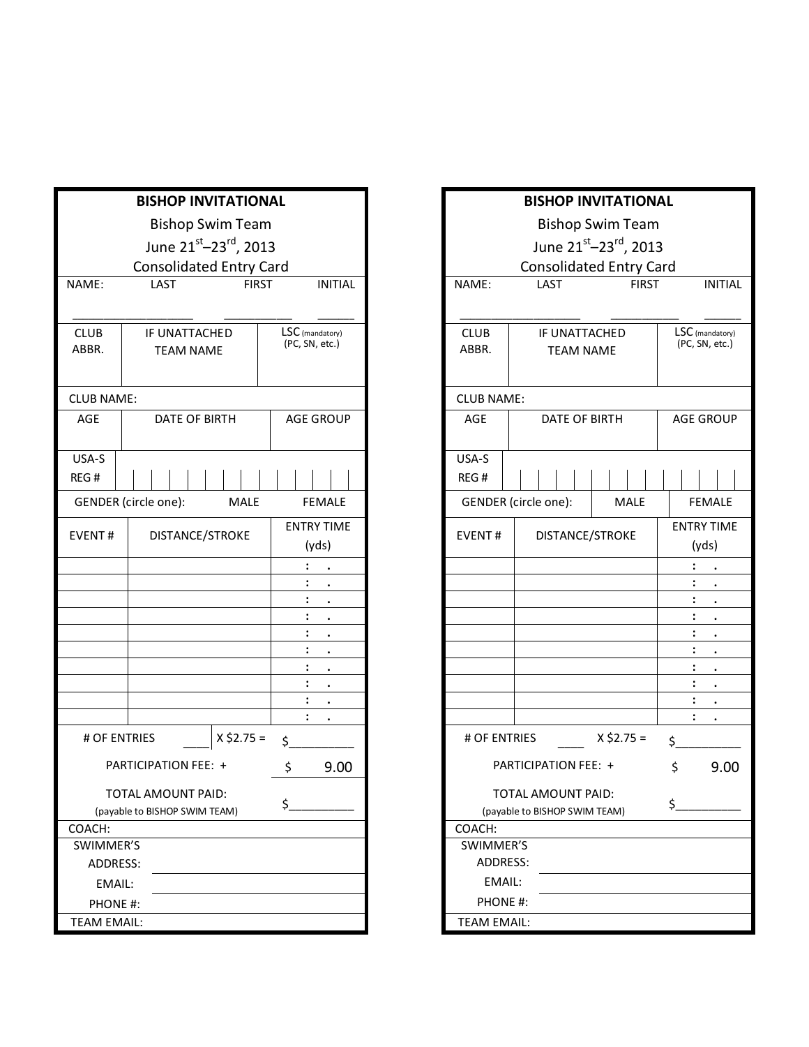**BISHOP INVITATIONAL**

Bishop Swim Team

June 21st–23rd, 2013

Consolidated Entry Card

| NAME: | LAST | FIRST | INITIAL |
|---|---|---|---|
| | ________________ | __________ | ______ |

| CLUB ABBR. | IF UNATTACHED TEAM NAME | LSC (mandatory) (PC, SN, etc.) |
|---|---|---|
| | | |

CLUB NAME:

| AGE | DATE OF BIRTH | AGE GROUP |
|---|---|---|
| | | |

USA-S REG #

GENDER (circle one): MALE FEMALE

| EVENT # | DISTANCE/STROKE | ENTRY TIME (yds) |
|---|---|---|
| | | : . |
| | | : . |
| | | : . |
| | | : . |
| | | : . |
| | | : . |
| | | : . |
| | | : . |
| | | : . |
| | | : . |

| | |
|---|---|
| # OF ENTRIES ____ X $2.75 = | $_________ |
| PARTICIPATION FEE: + | $ 9.00 |
| TOTAL AMOUNT PAID: (payable to BISHOP SWIM TEAM) | $_________ |

COACH:

SWIMMER'S ADDRESS:

EMAIL:

PHONE #:

TEAM EMAIL:

---

**BISHOP INVITATIONAL**

Bishop Swim Team

June 21st–23rd, 2013

Consolidated Entry Card

| NAME: | LAST | FIRST | INITIAL |
|---|---|---|---|
| | ________________ | __________ | ______ |

| CLUB ABBR. | IF UNATTACHED TEAM NAME | LSC (mandatory) (PC, SN, etc.) |
|---|---|---|
| | | |

CLUB NAME:

| AGE | DATE OF BIRTH | AGE GROUP |
|---|---|---|
| | | |

USA-S REG #

GENDER (circle one): MALE FEMALE

| EVENT # | DISTANCE/STROKE | ENTRY TIME (yds) |
|---|---|---|
| | | : . |
| | | : . |
| | | : . |
| | | : . |
| | | : . |
| | | : . |
| | | : . |
| | | : . |
| | | : . |
| | | : . |

| | |
|---|---|
| # OF ENTRIES ____ X $2.75 = | $_________ |
| PARTICIPATION FEE: + | $ 9.00 |
| TOTAL AMOUNT PAID: (payable to BISHOP SWIM TEAM) | $_________ |

COACH:

SWIMMER'S ADDRESS:

EMAIL:

PHONE #:

TEAM EMAIL: